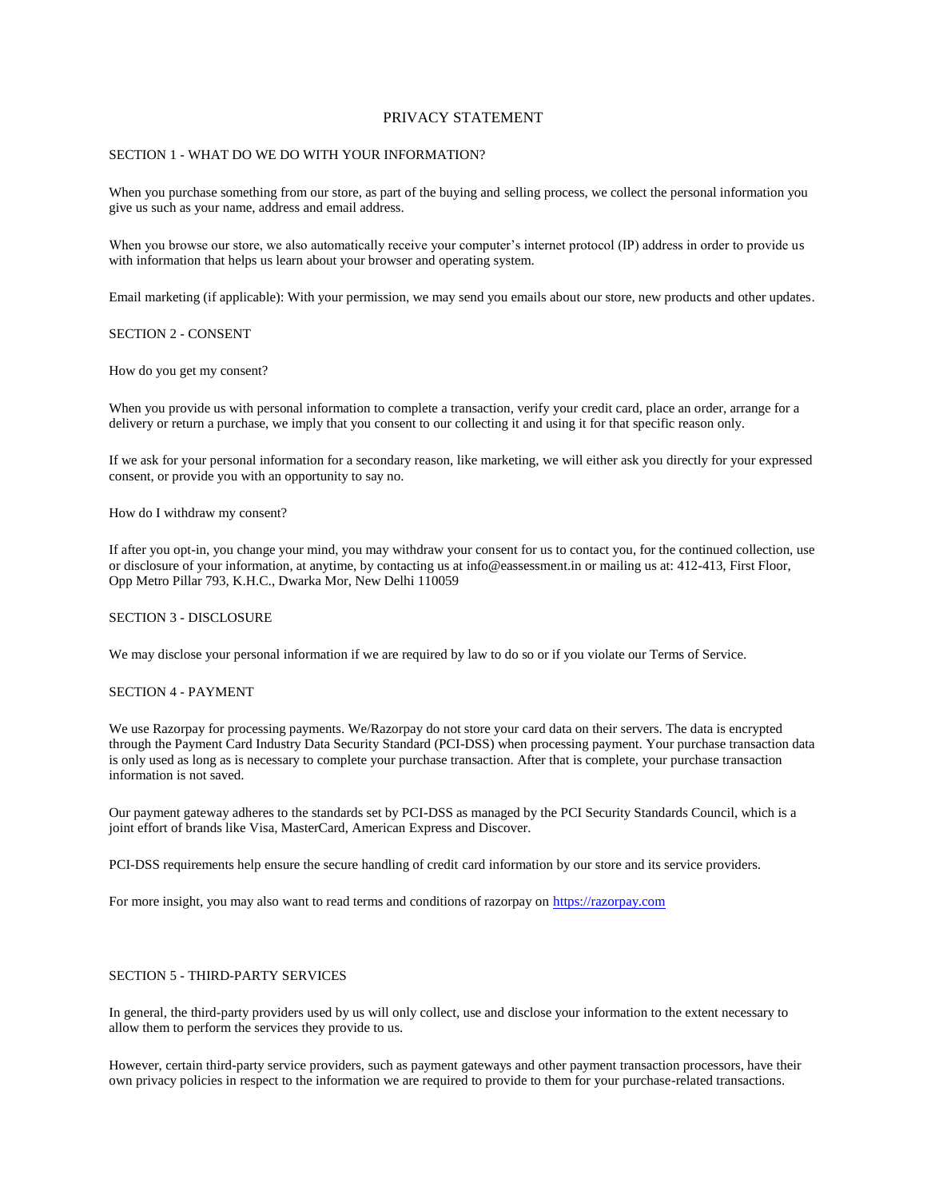# PRIVACY STATEMENT

## SECTION 1 - WHAT DO WE DO WITH YOUR INFORMATION?

When you purchase something from our store, as part of the buying and selling process, we collect the personal information you give us such as your name, address and email address.

When you browse our store, we also automatically receive your computer's internet protocol (IP) address in order to provide us with information that helps us learn about your browser and operating system.

Email marketing (if applicable): With your permission, we may send you emails about our store, new products and other updates.

## SECTION 2 - CONSENT

How do you get my consent?

When you provide us with personal information to complete a transaction, verify your credit card, place an order, arrange for a delivery or return a purchase, we imply that you consent to our collecting it and using it for that specific reason only.

If we ask for your personal information for a secondary reason, like marketing, we will either ask you directly for your expressed consent, or provide you with an opportunity to say no.

How do I withdraw my consent?

If after you opt-in, you change your mind, you may withdraw your consent for us to contact you, for the continued collection, use or disclosure of your information, at anytime, by contacting us at info@eassessment.in or mailing us at: 412-413, First Floor, Opp Metro Pillar 793, K.H.C., Dwarka Mor, New Delhi 110059

## SECTION 3 - DISCLOSURE

We may disclose your personal information if we are required by law to do so or if you violate our Terms of Service.

## SECTION 4 - PAYMENT

We use Razorpay for processing payments. We/Razorpay do not store your card data on their servers. The data is encrypted through the Payment Card Industry Data Security Standard (PCI-DSS) when processing payment. Your purchase transaction data is only used as long as is necessary to complete your purchase transaction. After that is complete, your purchase transaction information is not saved.

Our payment gateway adheres to the standards set by PCI-DSS as managed by the PCI Security Standards Council, which is a joint effort of brands like Visa, MasterCard, American Express and Discover.

PCI-DSS requirements help ensure the secure handling of credit card information by our store and its service providers.

For more insight, you may also want to read terms and conditions of razorpay on [https://razorpay.com](https://razorpay.com)

## SECTION 5 - THIRD-PARTY SERVICES

In general, the third-party providers used by us will only collect, use and disclose your information to the extent necessary to allow them to perform the services they provide to us.

However, certain third-party service providers, such as payment gateways and other payment transaction processors, have their own privacy policies in respect to the information we are required to provide to them for your purchase-related transactions.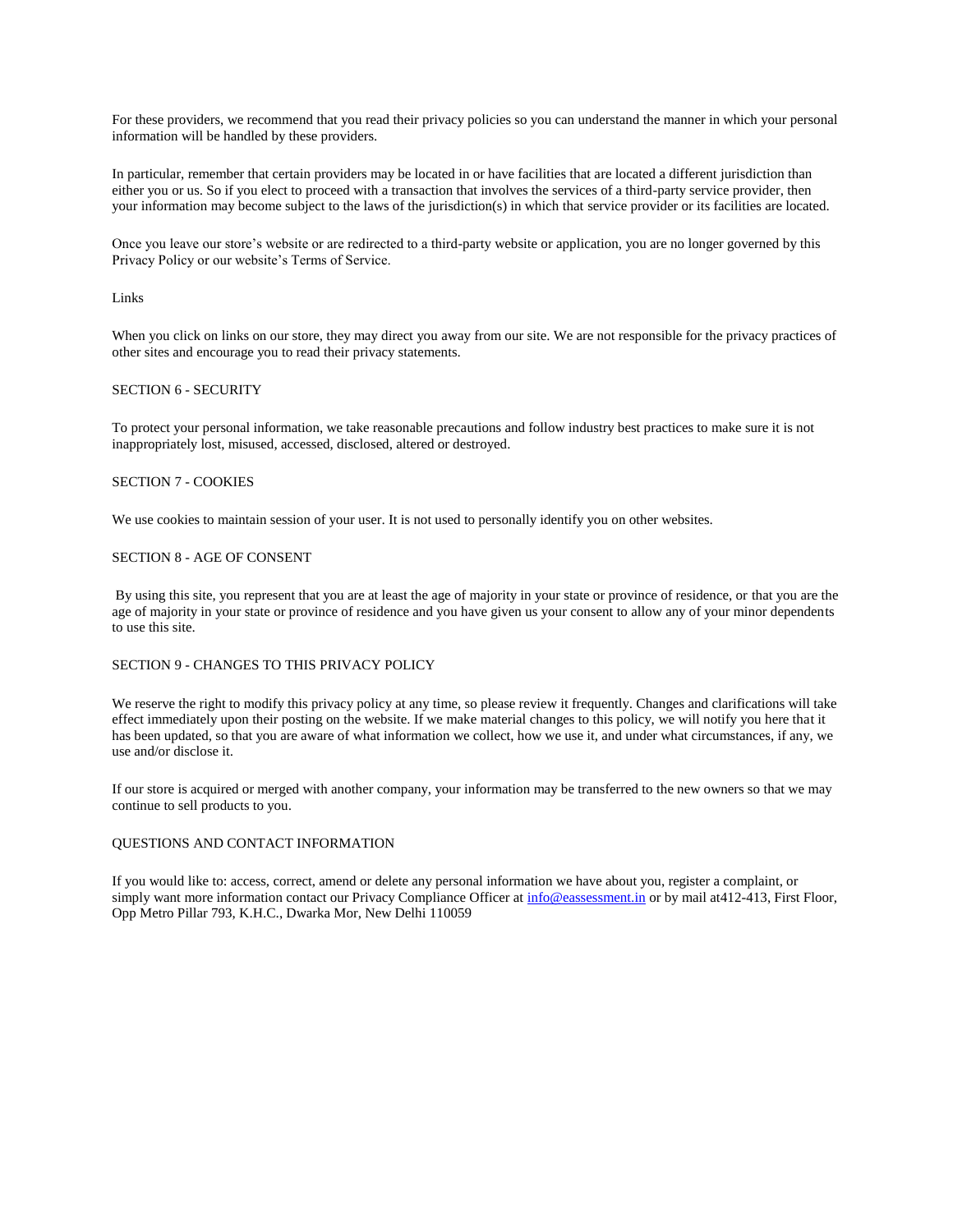For these providers, we recommend that you read their privacy policies so you can understand the manner in which your personal information will be handled by these providers.

In particular, remember that certain providers may be located in or have facilities that are located a different jurisdiction than either you or us. So if you elect to proceed with a transaction that involves the services of a third-party service provider, then your information may become subject to the laws of the jurisdiction(s) in which that service provider or its facilities are located.

Once you leave our store's website or are redirected to a third-party website or application, you are no longer governed by this Privacy Policy or our website's Terms of Service.

Links

When you click on links on our store, they may direct you away from our site. We are not responsible for the privacy practices of other sites and encourage you to read their privacy statements.

## SECTION 6 - SECURITY

To protect your personal information, we take reasonable precautions and follow industry best practices to make sure it is not inappropriately lost, misused, accessed, disclosed, altered or destroyed.

## SECTION 7 - COOKIES

We use cookies to maintain session of your user. It is not used to personally identify you on other websites.

## SECTION 8 - AGE OF CONSENT

By using this site, you represent that you are at least the age of majority in your state or province of residence, or that you are the age of majority in your state or province of residence and you have given us your consent to allow any of your minor dependents to use this site.

## SECTION 9 - CHANGES TO THIS PRIVACY POLICY

We reserve the right to modify this privacy policy at any time, so please review it frequently. Changes and clarifications will take effect immediately upon their posting on the website. If we make material changes to this policy, we will notify you here that it has been updated, so that you are aware of what information we collect, how we use it, and under what circumstances, if any, we use and/or disclose it.

If our store is acquired or merged with another company, your information may be transferred to the new owners so that we may continue to sell products to you.

## QUESTIONS AND CONTACT INFORMATION

If you would like to: access, correct, amend or delete any personal information we have about you, register a complaint, or simply want more information contact our Privacy Compliance Officer at [info@eassessment.in](mailto:info@eassessment.in) or by mail at412-413, First Floor, Opp Metro Pillar 793, K.H.C., Dwarka Mor, New Delhi 110059